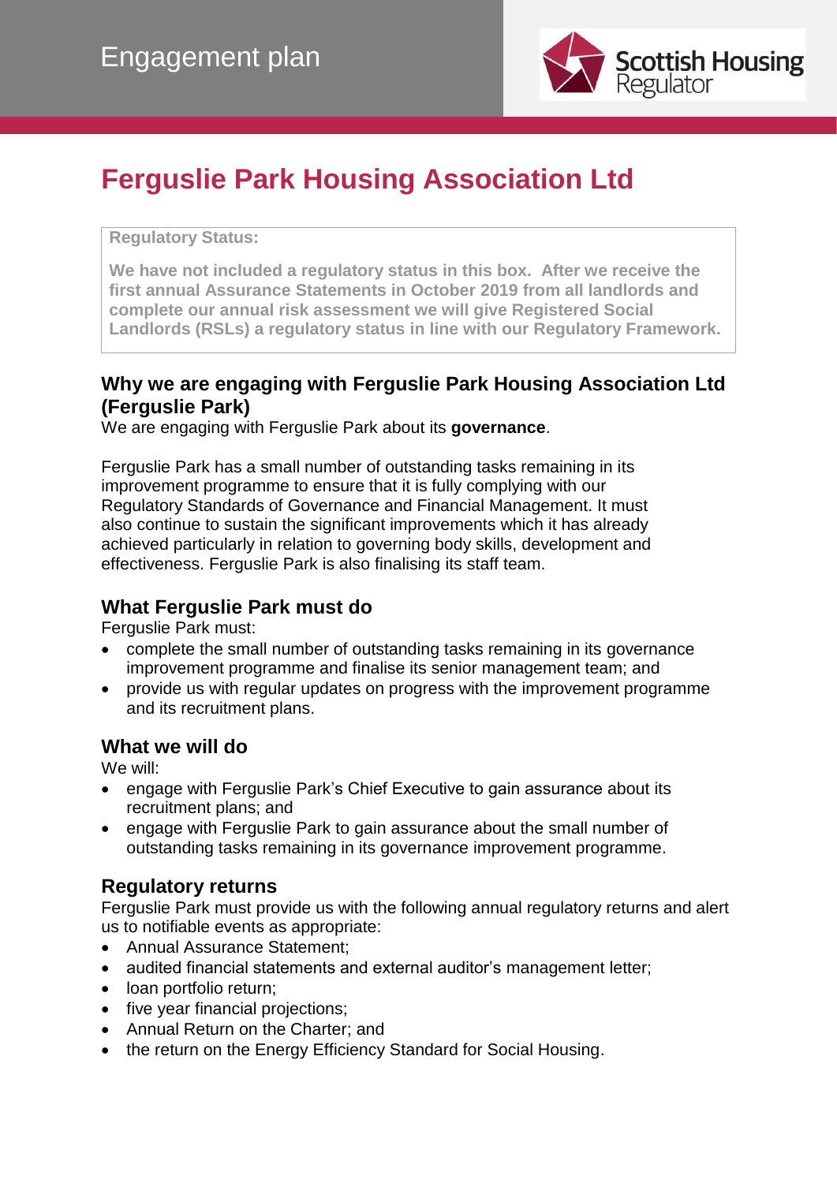Engagement plan

Scottish Housing Regulator

# Ferguslie Park Housing Association Ltd

**Regulatory Status:**

**We have not included a regulatory status in this box. After we receive the first annual Assurance Statements in October 2019 from all landlords and complete our annual risk assessment we will give Registered Social Landlords (RSLs) a regulatory status in line with our Regulatory Framework.**

## Why we are engaging with Ferguslie Park Housing Association Ltd (Ferguslie Park)

We are engaging with Ferguslie Park about its **governance**.

Ferguslie Park has a small number of outstanding tasks remaining in its improvement programme to ensure that it is fully complying with our Regulatory Standards of Governance and Financial Management. It must also continue to sustain the significant improvements which it has already achieved particularly in relation to governing body skills, development and effectiveness. Ferguslie Park is also finalising its staff team.

## What Ferguslie Park must do

Ferguslie Park must:

- complete the small number of outstanding tasks remaining in its governance improvement programme and finalise its senior management team; and
- provide us with regular updates on progress with the improvement programme and its recruitment plans.

## What we will do

We will:

- engage with Ferguslie Park's Chief Executive to gain assurance about its recruitment plans; and
- engage with Ferguslie Park to gain assurance about the small number of outstanding tasks remaining in its governance improvement programme.

## Regulatory returns

Ferguslie Park must provide us with the following annual regulatory returns and alert us to notifiable events as appropriate:

- Annual Assurance Statement;
- audited financial statements and external auditor's management letter;
- loan portfolio return;
- five year financial projections;
- Annual Return on the Charter; and
- the return on the Energy Efficiency Standard for Social Housing.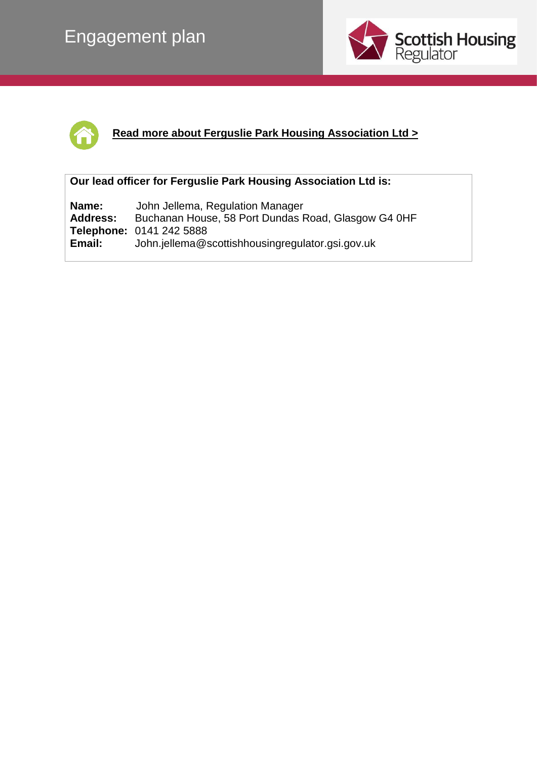# Engagement plan

**Read more about Ferguslie Park Housing Association Ltd >**

**Our lead officer for Ferguslie Park Housing Association Ltd is:**

**Name:** John Jellema, Regulation Manager
**Address:** Buchanan House, 58 Port Dundas Road, Glasgow G4 0HF
**Telephone:** 0141 242 5888
**Email:** John.jellema@scottishhousingregulator.gsi.gov.uk